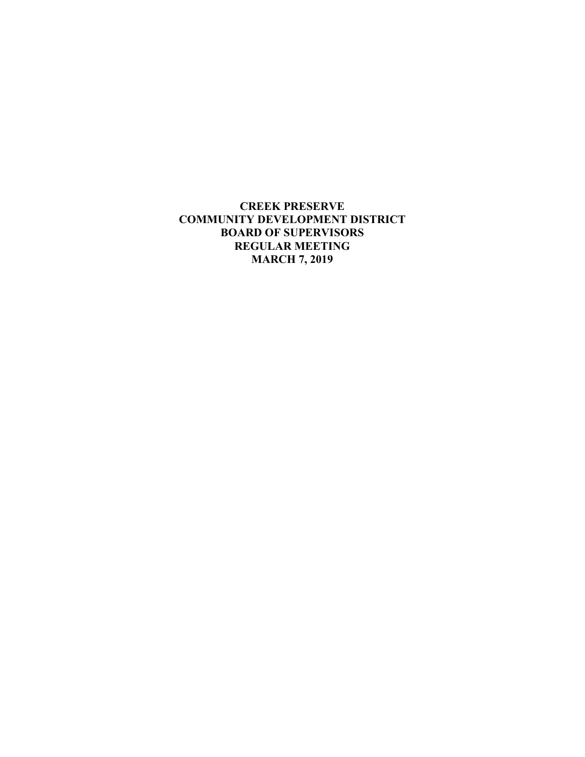# CREEK PRESERVE
# COMMUNITY DEVELOPMENT DISTRICT
# BOARD OF SUPERVISORS
# REGULAR MEETING
# MARCH 7, 2019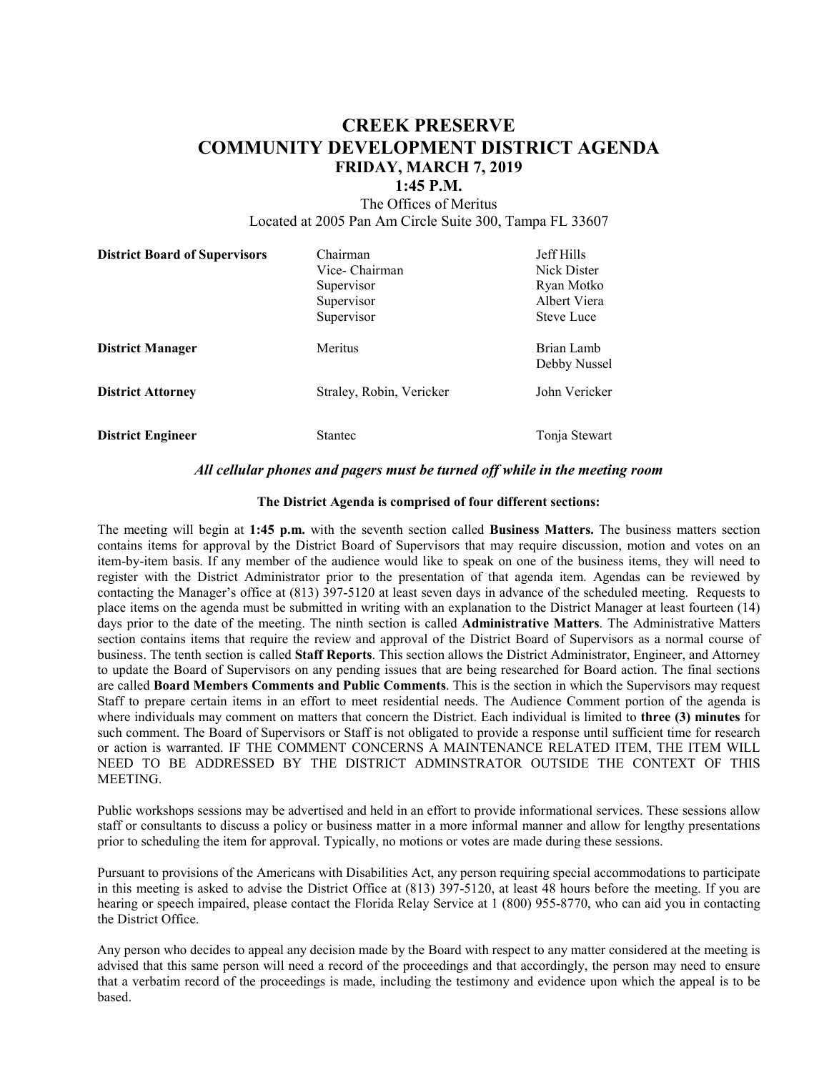# CREEK PRESERVE
# COMMUNITY DEVELOPMENT DISTRICT AGENDA
## FRIDAY, MARCH 7, 2019
## 1:45 P.M.

The Offices of Meritus
Located at 2005 Pan Am Circle Suite 300, Tampa FL 33607

| | | |
|---|---|---|
| **District Board of Supervisors** | Chairman | Jeff Hills |
| | Vice- Chairman | Nick Dister |
| | Supervisor | Ryan Motko |
| | Supervisor | Albert Viera |
| | Supervisor | Steve Luce |
| **District Manager** | Meritus | Brian Lamb<br>Debby Nussel |
| **District Attorney** | Straley, Robin, Vericker | John Vericker |
| **District Engineer** | Stantec | Tonja Stewart |

***All cellular phones and pagers must be turned off while in the meeting room***

**The District Agenda is comprised of four different sections:**

The meeting will begin at **1:45 p.m.** with the seventh section called **Business Matters.** The business matters section contains items for approval by the District Board of Supervisors that may require discussion, motion and votes on an item-by-item basis. If any member of the audience would like to speak on one of the business items, they will need to register with the District Administrator prior to the presentation of that agenda item. Agendas can be reviewed by contacting the Manager's office at (813) 397-5120 at least seven days in advance of the scheduled meeting. Requests to place items on the agenda must be submitted in writing with an explanation to the District Manager at least fourteen (14) days prior to the date of the meeting. The ninth section is called **Administrative Matters**. The Administrative Matters section contains items that require the review and approval of the District Board of Supervisors as a normal course of business. The tenth section is called **Staff Reports**. This section allows the District Administrator, Engineer, and Attorney to update the Board of Supervisors on any pending issues that are being researched for Board action. The final sections are called **Board Members Comments and Public Comments**. This is the section in which the Supervisors may request Staff to prepare certain items in an effort to meet residential needs. The Audience Comment portion of the agenda is where individuals may comment on matters that concern the District. Each individual is limited to **three (3) minutes** for such comment. The Board of Supervisors or Staff is not obligated to provide a response until sufficient time for research or action is warranted. IF THE COMMENT CONCERNS A MAINTENANCE RELATED ITEM, THE ITEM WILL NEED TO BE ADDRESSED BY THE DISTRICT ADMINSTRATOR OUTSIDE THE CONTEXT OF THIS MEETING.

Public workshops sessions may be advertised and held in an effort to provide informational services. These sessions allow staff or consultants to discuss a policy or business matter in a more informal manner and allow for lengthy presentations prior to scheduling the item for approval. Typically, no motions or votes are made during these sessions.

Pursuant to provisions of the Americans with Disabilities Act, any person requiring special accommodations to participate in this meeting is asked to advise the District Office at (813) 397-5120, at least 48 hours before the meeting. If you are hearing or speech impaired, please contact the Florida Relay Service at 1 (800) 955-8770, who can aid you in contacting the District Office.

Any person who decides to appeal any decision made by the Board with respect to any matter considered at the meeting is advised that this same person will need a record of the proceedings and that accordingly, the person may need to ensure that a verbatim record of the proceedings is made, including the testimony and evidence upon which the appeal is to be based.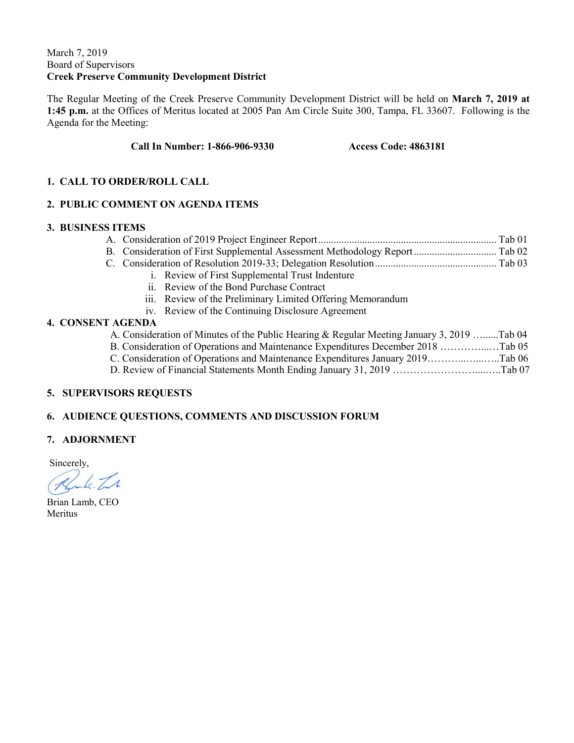March 7, 2019
Board of Supervisors
**Creek Preserve Community Development District**

The Regular Meeting of the Creek Preserve Community Development District will be held on **March 7, 2019 at 1:45 p.m.** at the Offices of Meritus located at 2005 Pan Am Circle Suite 300, Tampa, FL 33607. Following is the Agenda for the Meeting:

**Call In Number: 1-866-906-9330** **Access Code: 4863181**

**1. CALL TO ORDER/ROLL CALL**

**2. PUBLIC COMMENT ON AGENDA ITEMS**

**3. BUSINESS ITEMS**

A. Consideration of 2019 Project Engineer Report.................................................................... Tab 01
B. Consideration of First Supplemental Assessment Methodology Report ................................ Tab 02
C. Consideration of Resolution 2019-33; Delegation Resolution .............................................. Tab 03
   i. Review of First Supplemental Trust Indenture
   ii. Review of the Bond Purchase Contract
   iii. Review of the Preliminary Limited Offering Memorandum
   iv. Review of the Continuing Disclosure Agreement

**4. CONSENT AGENDA**

A. Consideration of Minutes of the Public Hearing & Regular Meeting January 3, 2019 …......Tab 04
B. Consideration of Operations and Maintenance Expenditures December 2018 …………...…Tab 05
C. Consideration of Operations and Maintenance Expenditures January 2019………..…..…..Tab 06
D. Review of Financial Statements Month Ending January 31, 2019 ……………………....…..Tab 07

**5. SUPERVISORS REQUESTS**

**6. AUDIENCE QUESTIONS, COMMENTS AND DISCUSSION FORUM**

**7. ADJORNMENT**

Sincerely,

Brian Lamb, CEO
Meritus